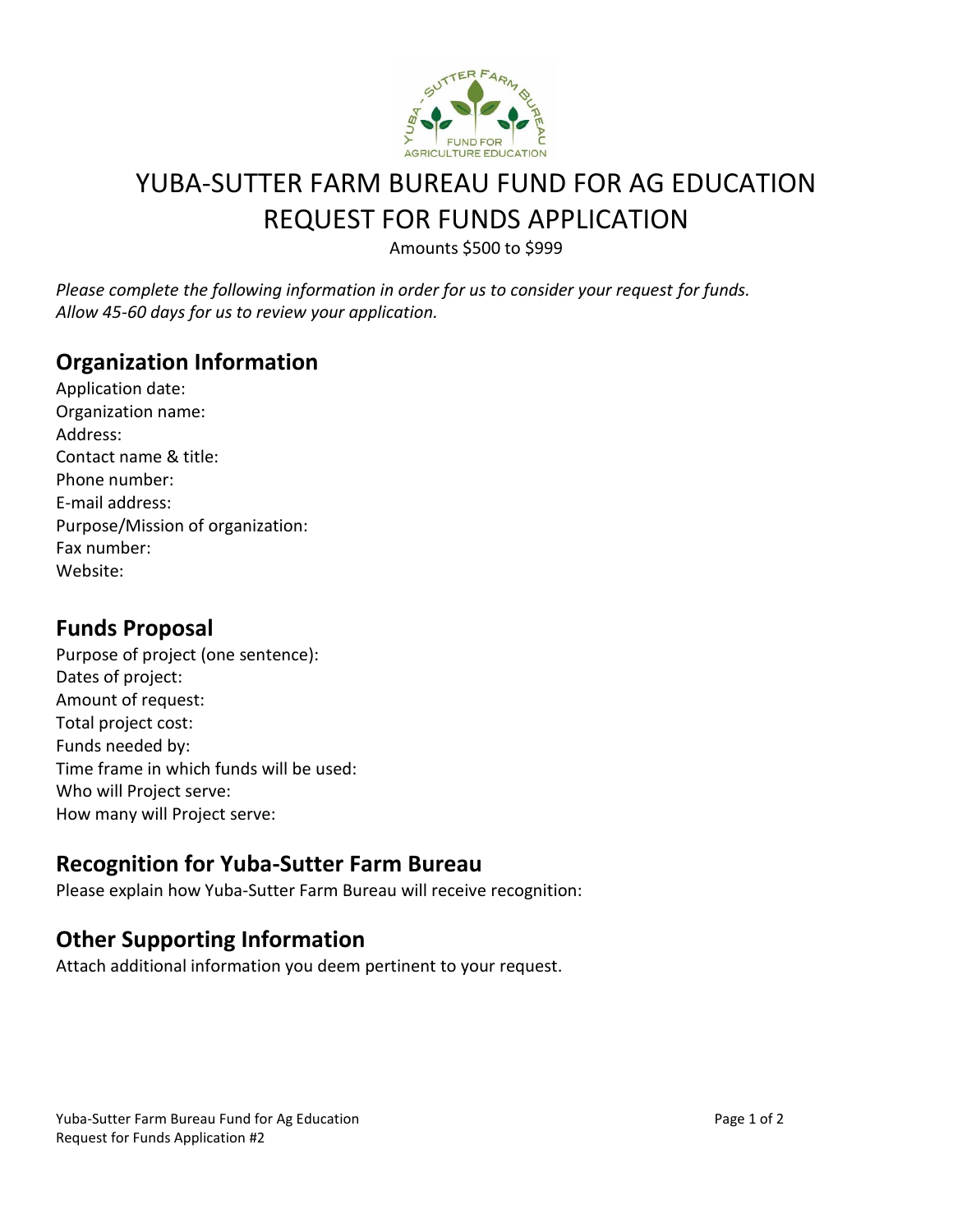# YUBA-SUTTER FARM BUREAU FUND FOR AG EDUCATION
# REQUEST FOR FUNDS APPLICATION

Amounts $500 to $999

*Please complete the following information in order for us to consider your request for funds.*
*Allow 45-60 days for us to review your application.*

## Organization Information

Application date:
Organization name:
Address:
Contact name & title:
Phone number:
E-mail address:
Purpose/Mission of organization:
Fax number:
Website:

## Funds Proposal

Purpose of project (one sentence):
Dates of project:
Amount of request:
Total project cost:
Funds needed by:
Time frame in which funds will be used:
Who will Project serve:
How many will Project serve:

## Recognition for Yuba-Sutter Farm Bureau

Please explain how Yuba-Sutter Farm Bureau will receive recognition:

## Other Supporting Information

Attach additional information you deem pertinent to your request.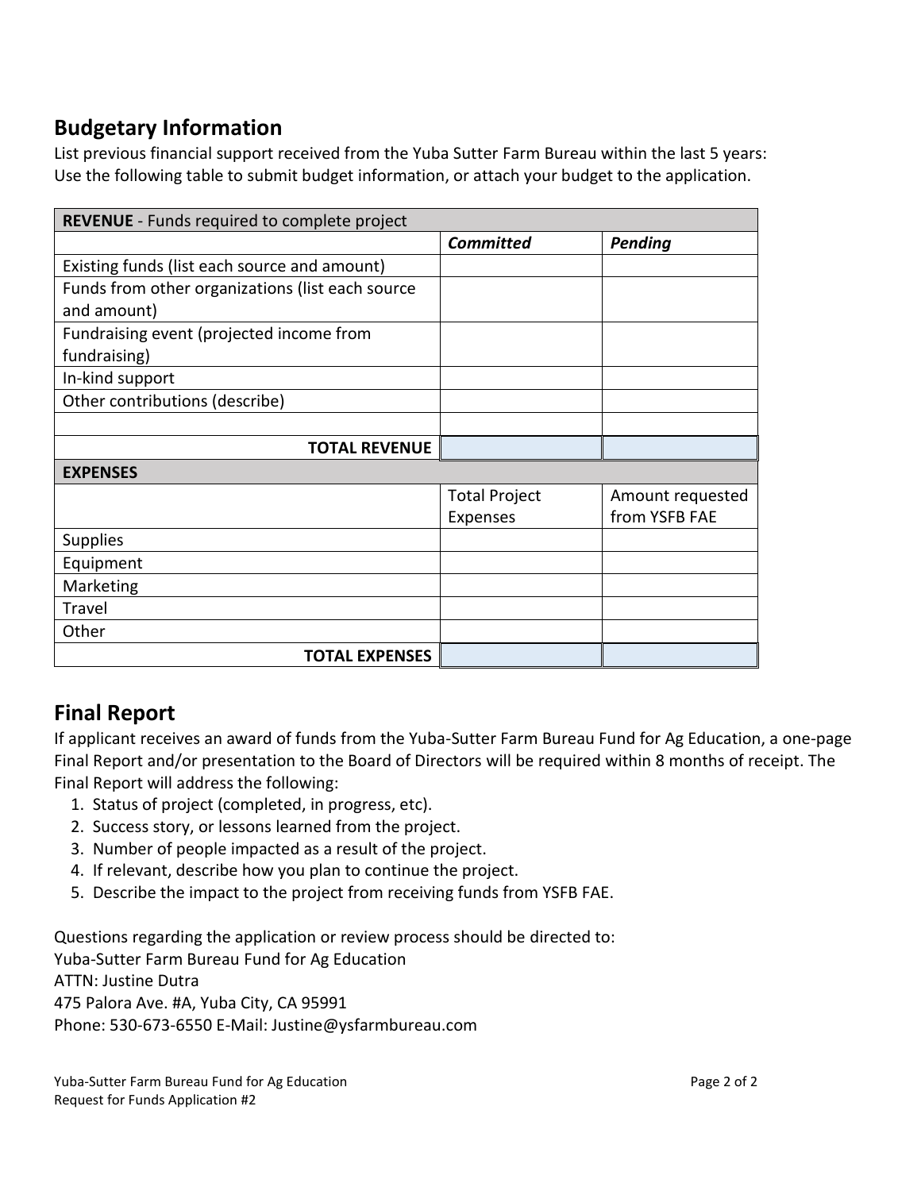## Budgetary Information

List previous financial support received from the Yuba Sutter Farm Bureau within the last 5 years:
Use the following table to submit budget information, or attach your budget to the application.

| **REVENUE** - Funds required to complete project | | |
|---|---|---|
| | ***Committed*** | ***Pending*** |
| Existing funds (list each source and amount) | | |
| Funds from other organizations (list each source and amount) | | |
| Fundraising event (projected income from fundraising) | | |
| In-kind support | | |
| Other contributions (describe) | | |
| | | |
| **TOTAL REVENUE** | | |
| **EXPENSES** | | |
| | Total Project Expenses | Amount requested from YSFB FAE |
| Supplies | | |
| Equipment | | |
| Marketing | | |
| Travel | | |
| Other | | |
| **TOTAL EXPENSES** | | |

## Final Report

If applicant receives an award of funds from the Yuba-Sutter Farm Bureau Fund for Ag Education, a one-page Final Report and/or presentation to the Board of Directors will be required within 8 months of receipt. The Final Report will address the following:

1. Status of project (completed, in progress, etc).
2. Success story, or lessons learned from the project.
3. Number of people impacted as a result of the project.
4. If relevant, describe how you plan to continue the project.
5. Describe the impact to the project from receiving funds from YSFB FAE.

Questions regarding the application or review process should be directed to:
Yuba-Sutter Farm Bureau Fund for Ag Education
ATTN: Justine Dutra
475 Palora Ave. #A, Yuba City, CA 95991
Phone: 530-673-6550 E-Mail: Justine@ysfarmbureau.com